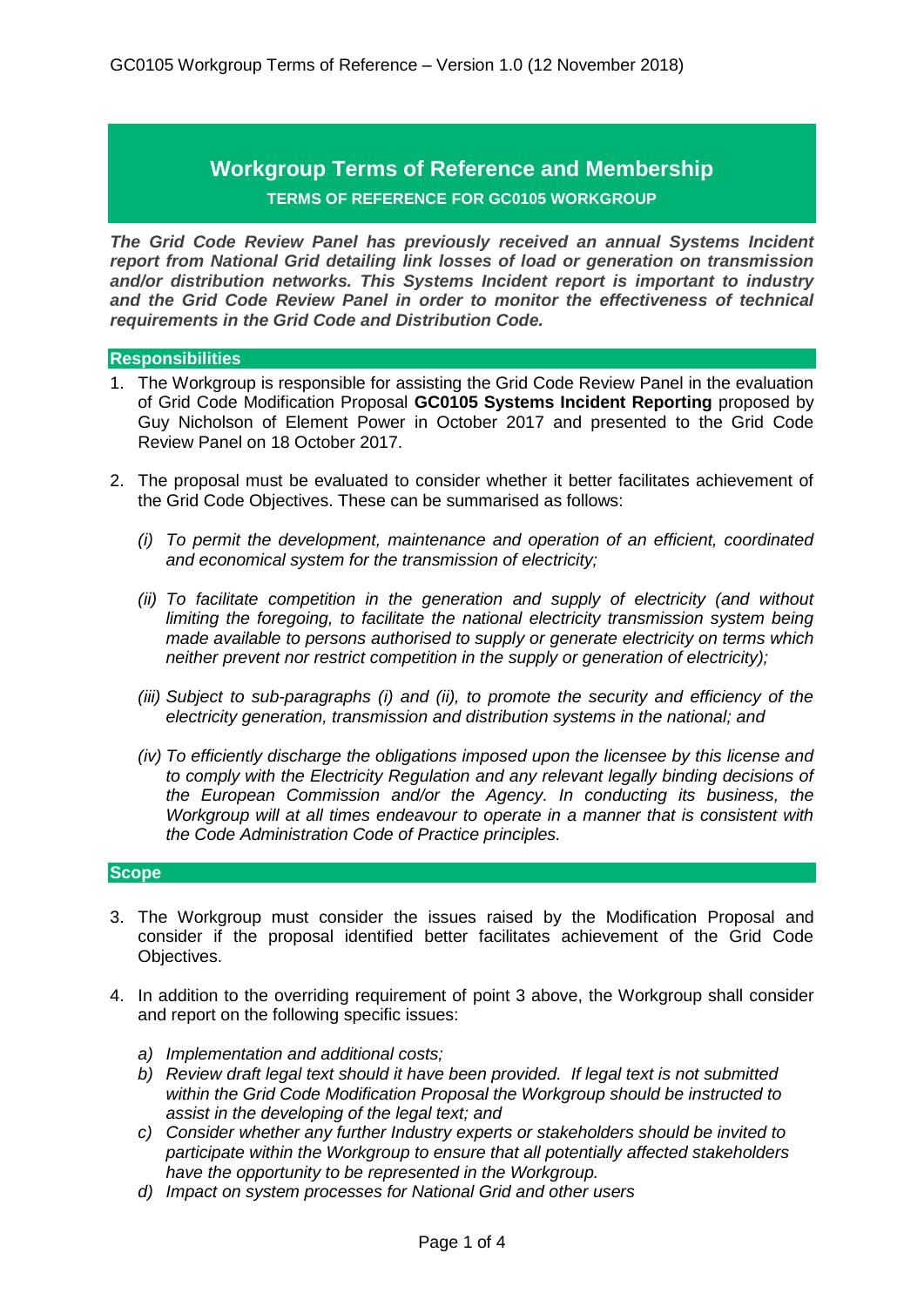# Workgroup Terms of Reference and Membership

**TERMS OF REFERENCE FOR GC0105 WORKGROUP**

***The Grid Code Review Panel has previously received an annual Systems Incident report from National Grid detailing link losses of load or generation on transmission and/or distribution networks. This Systems Incident report is important to industry and the Grid Code Review Panel in order to monitor the effectiveness of technical requirements in the Grid Code and Distribution Code.***

## Responsibilities

1. The Workgroup is responsible for assisting the Grid Code Review Panel in the evaluation of Grid Code Modification Proposal **GC0105 Systems Incident Reporting** proposed by Guy Nicholson of Element Power in October 2017 and presented to the Grid Code Review Panel on 18 October 2017.

2. The proposal must be evaluated to consider whether it better facilitates achievement of the Grid Code Objectives. These can be summarised as follows:

   *(i) To permit the development, maintenance and operation of an efficient, coordinated and economical system for the transmission of electricity;*

   *(ii) To facilitate competition in the generation and supply of electricity (and without limiting the foregoing, to facilitate the national electricity transmission system being made available to persons authorised to supply or generate electricity on terms which neither prevent nor restrict competition in the supply or generation of electricity);*

   *(iii) Subject to sub-paragraphs (i) and (ii), to promote the security and efficiency of the electricity generation, transmission and distribution systems in the national; and*

   *(iv) To efficiently discharge the obligations imposed upon the licensee by this license and to comply with the Electricity Regulation and any relevant legally binding decisions of the European Commission and/or the Agency. In conducting its business, the Workgroup will at all times endeavour to operate in a manner that is consistent with the Code Administration Code of Practice principles.*

## Scope

3. The Workgroup must consider the issues raised by the Modification Proposal and consider if the proposal identified better facilitates achievement of the Grid Code Objectives.

4. In addition to the overriding requirement of point 3 above, the Workgroup shall consider and report on the following specific issues:

   *a) Implementation and additional costs;*
   *b) Review draft legal text should it have been provided. If legal text is not submitted within the Grid Code Modification Proposal the Workgroup should be instructed to assist in the developing of the legal text; and*
   *c) Consider whether any further Industry experts or stakeholders should be invited to participate within the Workgroup to ensure that all potentially affected stakeholders have the opportunity to be represented in the Workgroup.*
   *d) Impact on system processes for National Grid and other users*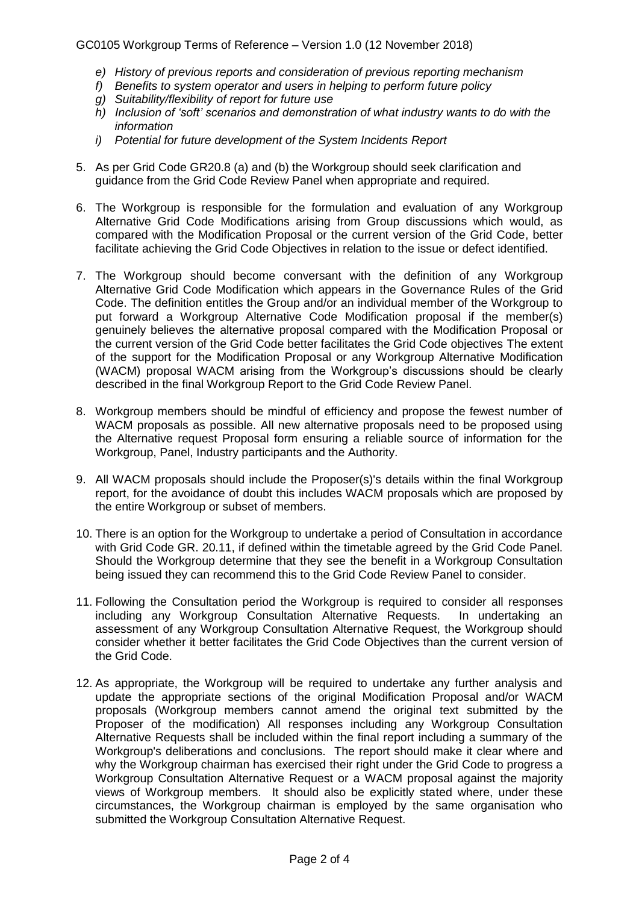*e) History of previous reports and consideration of previous reporting mechanism*
*f) Benefits to system operator and users in helping to perform future policy*
*g) Suitability/flexibility of report for future use*
*h) Inclusion of 'soft' scenarios and demonstration of what industry wants to do with the information*
*i) Potential for future development of the System Incidents Report*

5. As per Grid Code GR20.8 (a) and (b) the Workgroup should seek clarification and guidance from the Grid Code Review Panel when appropriate and required.

6. The Workgroup is responsible for the formulation and evaluation of any Workgroup Alternative Grid Code Modifications arising from Group discussions which would, as compared with the Modification Proposal or the current version of the Grid Code, better facilitate achieving the Grid Code Objectives in relation to the issue or defect identified.

7. The Workgroup should become conversant with the definition of any Workgroup Alternative Grid Code Modification which appears in the Governance Rules of the Grid Code. The definition entitles the Group and/or an individual member of the Workgroup to put forward a Workgroup Alternative Code Modification proposal if the member(s) genuinely believes the alternative proposal compared with the Modification Proposal or the current version of the Grid Code better facilitates the Grid Code objectives The extent of the support for the Modification Proposal or any Workgroup Alternative Modification (WACM) proposal WACM arising from the Workgroup's discussions should be clearly described in the final Workgroup Report to the Grid Code Review Panel.

8. Workgroup members should be mindful of efficiency and propose the fewest number of WACM proposals as possible. All new alternative proposals need to be proposed using the Alternative request Proposal form ensuring a reliable source of information for the Workgroup, Panel, Industry participants and the Authority.

9. All WACM proposals should include the Proposer(s)'s details within the final Workgroup report, for the avoidance of doubt this includes WACM proposals which are proposed by the entire Workgroup or subset of members.

10. There is an option for the Workgroup to undertake a period of Consultation in accordance with Grid Code GR. 20.11, if defined within the timetable agreed by the Grid Code Panel. Should the Workgroup determine that they see the benefit in a Workgroup Consultation being issued they can recommend this to the Grid Code Review Panel to consider.

11. Following the Consultation period the Workgroup is required to consider all responses including any Workgroup Consultation Alternative Requests. In undertaking an assessment of any Workgroup Consultation Alternative Request, the Workgroup should consider whether it better facilitates the Grid Code Objectives than the current version of the Grid Code.

12. As appropriate, the Workgroup will be required to undertake any further analysis and update the appropriate sections of the original Modification Proposal and/or WACM proposals (Workgroup members cannot amend the original text submitted by the Proposer of the modification) All responses including any Workgroup Consultation Alternative Requests shall be included within the final report including a summary of the Workgroup's deliberations and conclusions. The report should make it clear where and why the Workgroup chairman has exercised their right under the Grid Code to progress a Workgroup Consultation Alternative Request or a WACM proposal against the majority views of Workgroup members. It should also be explicitly stated where, under these circumstances, the Workgroup chairman is employed by the same organisation who submitted the Workgroup Consultation Alternative Request.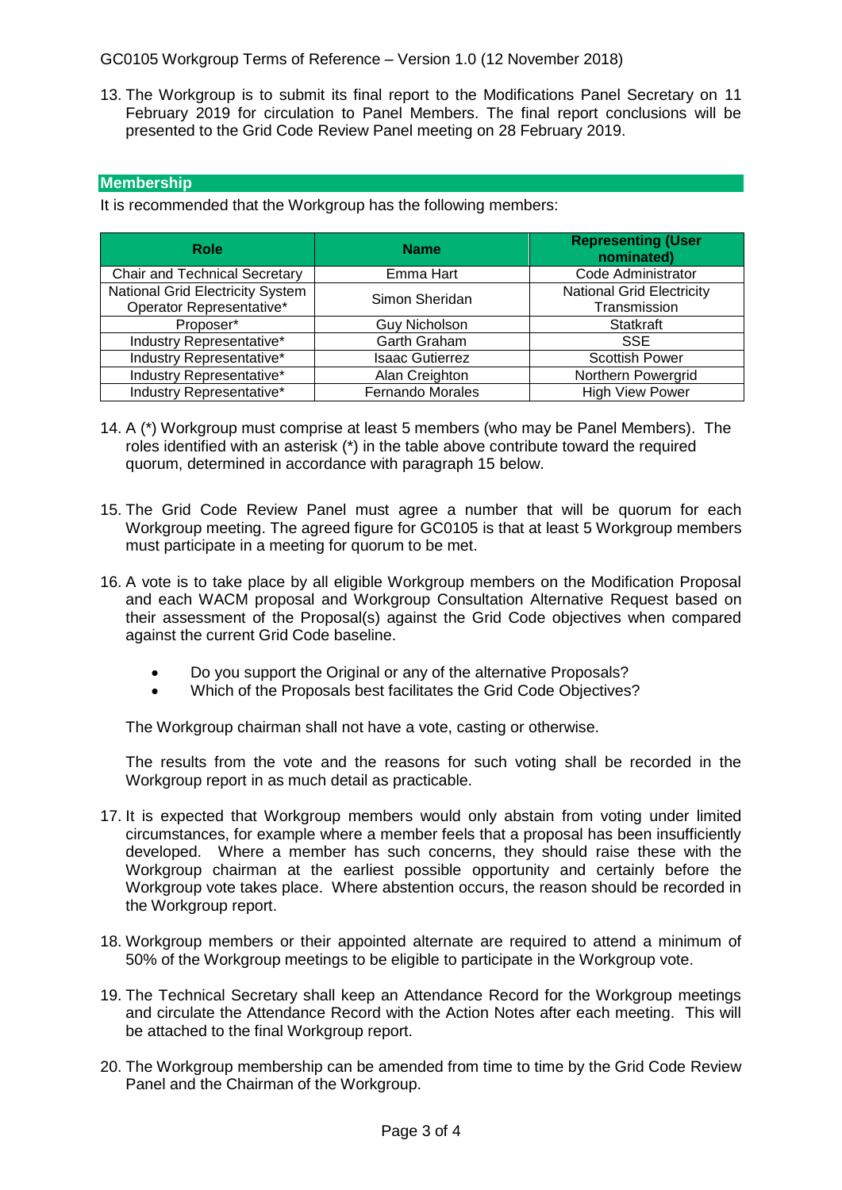13. The Workgroup is to submit its final report to the Modifications Panel Secretary on 11 February 2019 for circulation to Panel Members. The final report conclusions will be presented to the Grid Code Review Panel meeting on 28 February 2019.

## Membership

It is recommended that the Workgroup has the following members:

| Role | Name | Representing (User nominated) |
|---|---|---|
| Chair and Technical Secretary | Emma Hart | Code Administrator |
| National Grid Electricity System Operator Representative* | Simon Sheridan | National Grid Electricity Transmission |
| Proposer* | Guy Nicholson | Statkraft |
| Industry Representative* | Garth Graham | SSE |
| Industry Representative* | Isaac Gutierrez | Scottish Power |
| Industry Representative* | Alan Creighton | Northern Powergrid |
| Industry Representative* | Fernando Morales | High View Power |

14. A (*) Workgroup must comprise at least 5 members (who may be Panel Members). The roles identified with an asterisk (*) in the table above contribute toward the required quorum, determined in accordance with paragraph 15 below.

15. The Grid Code Review Panel must agree a number that will be quorum for each Workgroup meeting. The agreed figure for GC0105 is that at least 5 Workgroup members must participate in a meeting for quorum to be met.

16. A vote is to take place by all eligible Workgroup members on the Modification Proposal and each WACM proposal and Workgroup Consultation Alternative Request based on their assessment of the Proposal(s) against the Grid Code objectives when compared against the current Grid Code baseline.

    - Do you support the Original or any of the alternative Proposals?
    - Which of the Proposals best facilitates the Grid Code Objectives?

    The Workgroup chairman shall not have a vote, casting or otherwise.

    The results from the vote and the reasons for such voting shall be recorded in the Workgroup report in as much detail as practicable.

17. It is expected that Workgroup members would only abstain from voting under limited circumstances, for example where a member feels that a proposal has been insufficiently developed. Where a member has such concerns, they should raise these with the Workgroup chairman at the earliest possible opportunity and certainly before the Workgroup vote takes place. Where abstention occurs, the reason should be recorded in the Workgroup report.

18. Workgroup members or their appointed alternate are required to attend a minimum of 50% of the Workgroup meetings to be eligible to participate in the Workgroup vote.

19. The Technical Secretary shall keep an Attendance Record for the Workgroup meetings and circulate the Attendance Record with the Action Notes after each meeting. This will be attached to the final Workgroup report.

20. The Workgroup membership can be amended from time to time by the Grid Code Review Panel and the Chairman of the Workgroup.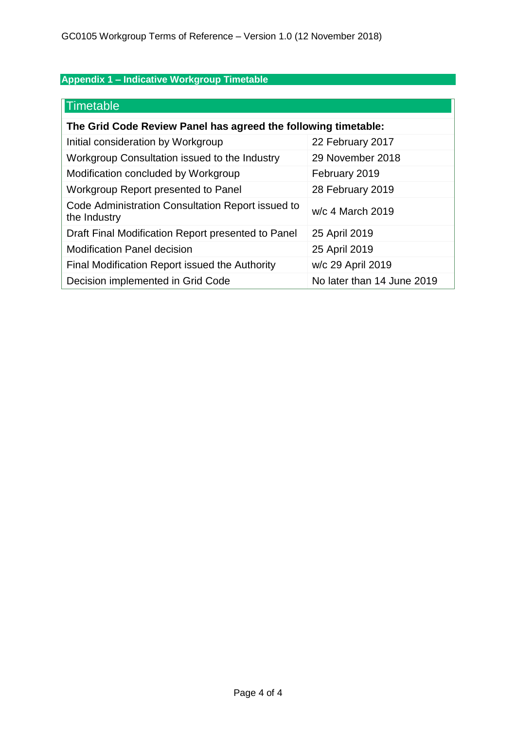## Appendix 1 – Indicative Workgroup Timetable

### Timetable

**The Grid Code Review Panel has agreed the following timetable:**

| | |
|---|---|
| Initial consideration by Workgroup | 22 February 2017 |
| Workgroup Consultation issued to the Industry | 29 November 2018 |
| Modification concluded by Workgroup | February 2019 |
| Workgroup Report presented to Panel | 28 February 2019 |
| Code Administration Consultation Report issued to the Industry | w/c 4 March 2019 |
| Draft Final Modification Report presented to Panel | 25 April 2019 |
| Modification Panel decision | 25 April 2019 |
| Final Modification Report issued the Authority | w/c 29 April 2019 |
| Decision implemented in Grid Code | No later than 14 June 2019 |